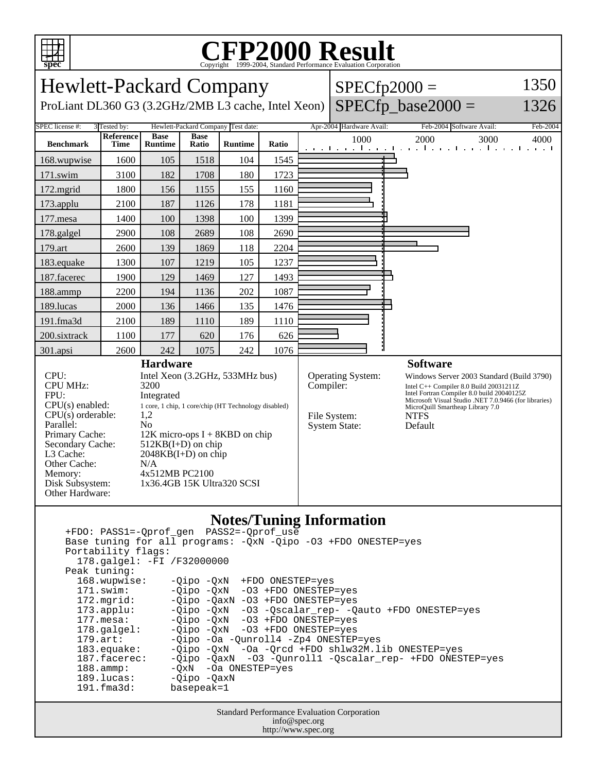# CFP2000 Result

Copyright 1999-2004, Standard Performance Evaluation Corporation

## Hewlett-Packard Company

ProLiant DL360 G3 (3.2GHz/2MB L3 cache, Intel Xeon)

SPECfp2000 = 1350

SPECfp_base2000 = 1326

| SPEC license #: | 3 | Tested by: | Hewlett-Packard Company | Test date: | Apr-2004 | Hardware Avail: | Feb-2004 | Software Avail: | Feb-2004 |
|---|---|---|---|---|---|---|---|---|---|

| Benchmark | Reference Time | Base Runtime | Base Ratio | Runtime | Ratio |
|---|---|---|---|---|---|
| 168.wupwise | 1600 | 105 | 1518 | 104 | 1545 |
| 171.swim | 3100 | 182 | 1708 | 180 | 1723 |
| 172.mgrid | 1800 | 156 | 1155 | 155 | 1160 |
| 173.applu | 2100 | 187 | 1126 | 178 | 1181 |
| 177.mesa | 1400 | 100 | 1398 | 100 | 1399 |
| 178.galgel | 2900 | 108 | 2689 | 108 | 2690 |
| 179.art | 2600 | 139 | 1869 | 118 | 2204 |
| 183.equake | 1300 | 107 | 1219 | 105 | 1237 |
| 187.facerec | 1900 | 129 | 1469 | 127 | 1493 |
| 188.ammp | 2200 | 194 | 1136 | 202 | 1087 |
| 189.lucas | 2000 | 136 | 1466 | 135 | 1476 |
| 191.fma3d | 2100 | 189 | 1110 | 189 | 1110 |
| 200.sixtrack | 1100 | 177 | 620 | 176 | 626 |
| 301.apsi | 2600 | 242 | 1075 | 242 | 1076 |

### Hardware

| | |
|---|---|
| CPU: | Intel Xeon (3.2GHz, 533MHz bus) |
| CPU MHz: | 3200 |
| FPU: | Integrated |
| CPU(s) enabled: | 1 core, 1 chip, 1 core/chip (HT Technology disabled) |
| CPU(s) orderable: | 1,2 |
| Parallel: | No |
| Primary Cache: | 12K micro-ops I + 8KBD on chip |
| Secondary Cache: | 512KB(I+D) on chip |
| L3 Cache: | 2048KB(I+D) on chip |
| Other Cache: | N/A |
| Memory: | 4x512MB PC2100 |
| Disk Subsystem: | 1x36.4GB 15K Ultra320 SCSI |
| Other Hardware: | |

### Software

| | |
|---|---|
| Operating System: | Windows Server 2003 Standard (Build 3790) |
| Compiler: | Intel C++ Compiler 8.0 Build 20031211Z<br>Intel Fortran Compiler 8.0 build 20040125Z<br>Microsoft Visual Studio .NET 7.0.9466 (for libraries)<br>MicroQuill Smartheap Library 7.0 |
| File System: | NTFS |
| System State: | Default |

### Notes/Tuning Information

```
+FDO: PASS1=-Qprof_gen  PASS2=-Qprof_use
Base tuning for all programs: -QxN -Qipo -O3 +FDO ONESTEP=yes
Portability flags:
  178.galgel: -FI /F32000000
Peak tuning:
  168.wupwise:    -Qipo -QxN  +FDO ONESTEP=yes
  171.swim:       -Qipo -QxN  -O3 +FDO ONESTEP=yes
  172.mgrid:      -Qipo -QaxN -O3 +FDO ONESTEP=yes
  173.applu:      -Qipo -QxN  -O3 -Qscalar_rep- -Qauto +FDO ONESTEP=yes
  177.mesa:       -Qipo -QxN  -O3 +FDO ONESTEP=yes
  178.galgel:     -Qipo -QxN  -O3 +FDO ONESTEP=yes
  179.art:        -Qipo -Oa -Qunroll4 -Zp4 ONESTEP=yes
  183.equake:     -Qipo -QxN  -Oa -Qrcd +FDO shlw32M.lib ONESTEP=yes
  187.facerec:    -Qipo -QaxN  -O3 -Qunroll1 -Qscalar_rep- +FDO ONESTEP=yes
  188.ammp:       -QxN  -Oa ONESTEP=yes
  189.lucas:      -Qipo -QaxN
  191.fma3d:      basepeak=1
```

Standard Performance Evaluation Corporation
info@spec.org
http://www.spec.org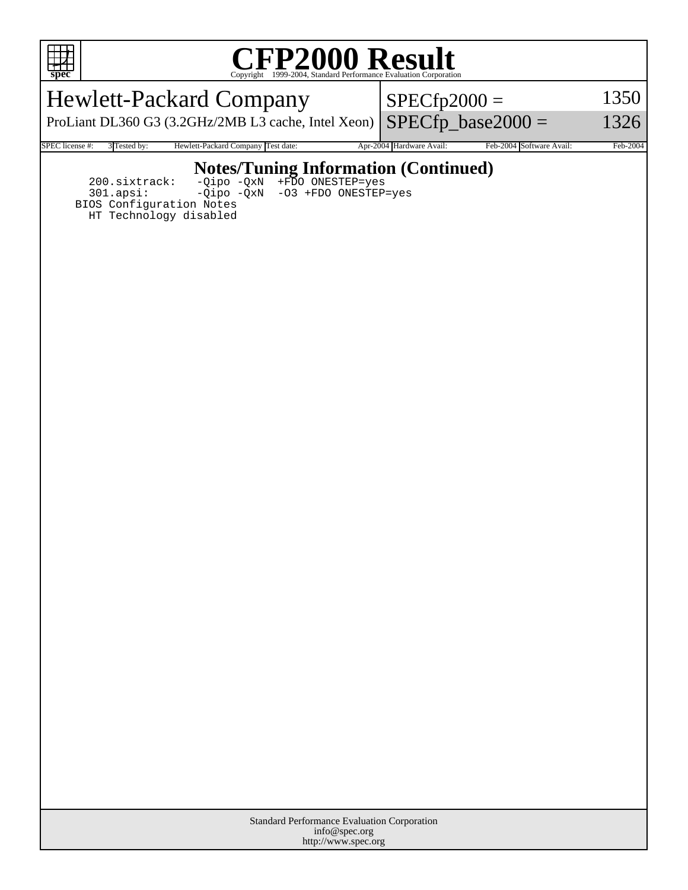# CFP2000 Result

Copyright 1999-2004, Standard Performance Evaluation Corporation

## Hewlett-Packard Company

ProLiant DL360 G3 (3.2GHz/2MB L3 cache, Intel Xeon)

SPECfp2000 = 1350

SPECfp_base2000 = 1326

| SPEC license #: | 3 | Tested by: | Hewlett-Packard Company | Test date: | Apr-2004 | Hardware Avail: | Feb-2004 | Software Avail: | Feb-2004 |
|---|---|---|---|---|---|---|---|---|---|

### Notes/Tuning Information (Continued)

```
    200.sixtrack:   -Qipo -QxN  +FDO ONESTEP=yes
    301.apsi:       -Qipo -QxN  -O3 +FDO ONESTEP=yes
  BIOS Configuration Notes
    HT Technology disabled
```

Standard Performance Evaluation Corporation
info@spec.org
http://www.spec.org